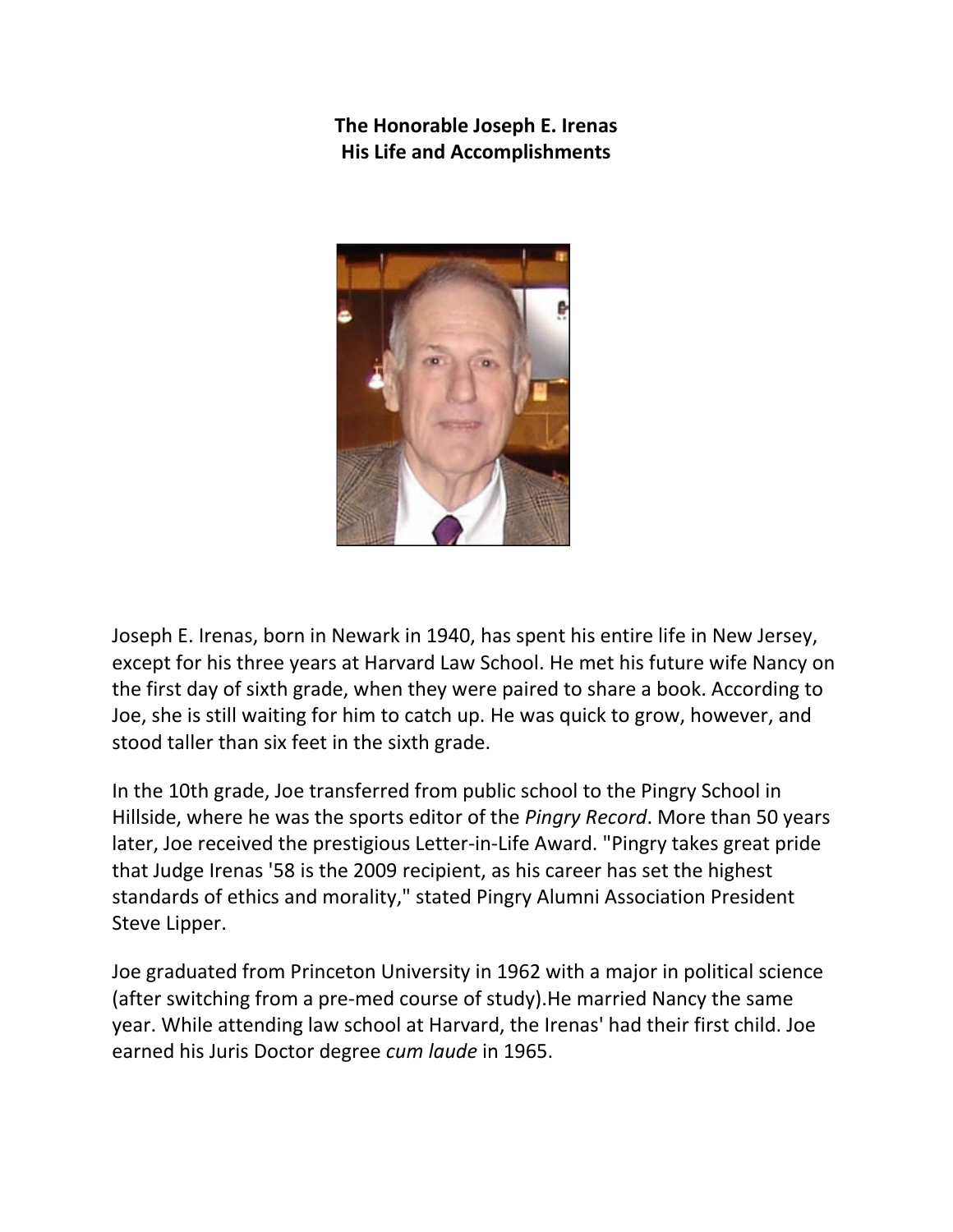# The Honorable Joseph E. Irenas
## His Life and Accomplishments

Joseph E. Irenas, born in Newark in 1940, has spent his entire life in New Jersey, except for his three years at Harvard Law School. He met his future wife Nancy on the first day of sixth grade, when they were paired to share a book. According to Joe, she is still waiting for him to catch up. He was quick to grow, however, and stood taller than six feet in the sixth grade.

In the 10th grade, Joe transferred from public school to the Pingry School in Hillside, where he was the sports editor of the *Pingry Record*. More than 50 years later, Joe received the prestigious Letter-in-Life Award. "Pingry takes great pride that Judge Irenas '58 is the 2009 recipient, as his career has set the highest standards of ethics and morality," stated Pingry Alumni Association President Steve Lipper.

Joe graduated from Princeton University in 1962 with a major in political science (after switching from a pre-med course of study).He married Nancy the same year. While attending law school at Harvard, the Irenas' had their first child. Joe earned his Juris Doctor degree *cum laude* in 1965.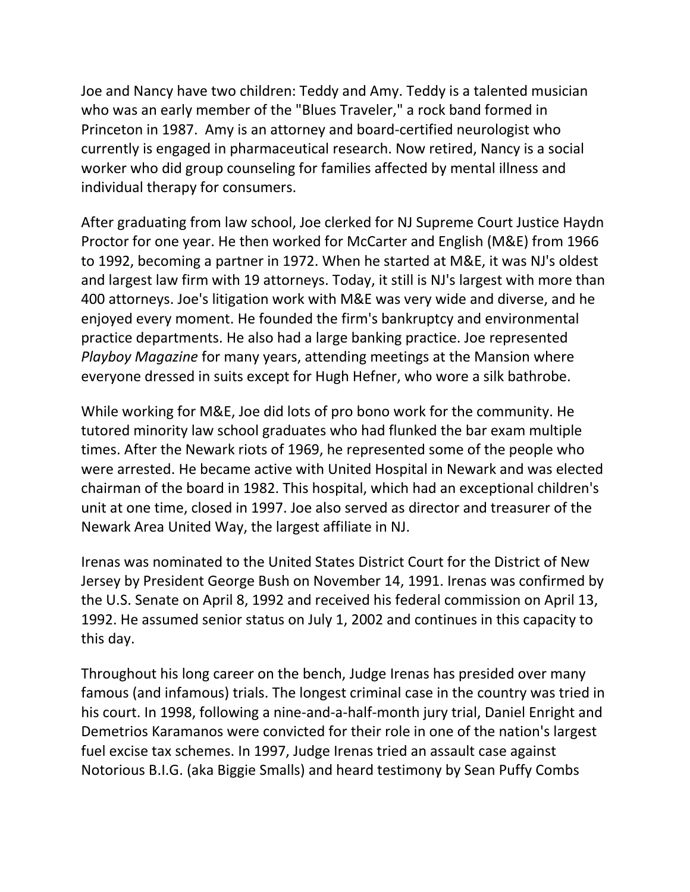Joe and Nancy have two children: Teddy and Amy. Teddy is a talented musician who was an early member of the "Blues Traveler," a rock band formed in Princeton in 1987. Amy is an attorney and board-certified neurologist who currently is engaged in pharmaceutical research. Now retired, Nancy is a social worker who did group counseling for families affected by mental illness and individual therapy for consumers.

After graduating from law school, Joe clerked for NJ Supreme Court Justice Haydn Proctor for one year. He then worked for McCarter and English (M&E) from 1966 to 1992, becoming a partner in 1972. When he started at M&E, it was NJ's oldest and largest law firm with 19 attorneys. Today, it still is NJ's largest with more than 400 attorneys. Joe's litigation work with M&E was very wide and diverse, and he enjoyed every moment. He founded the firm's bankruptcy and environmental practice departments. He also had a large banking practice. Joe represented *Playboy Magazine* for many years, attending meetings at the Mansion where everyone dressed in suits except for Hugh Hefner, who wore a silk bathrobe.

While working for M&E, Joe did lots of pro bono work for the community. He tutored minority law school graduates who had flunked the bar exam multiple times. After the Newark riots of 1969, he represented some of the people who were arrested. He became active with United Hospital in Newark and was elected chairman of the board in 1982. This hospital, which had an exceptional children's unit at one time, closed in 1997. Joe also served as director and treasurer of the Newark Area United Way, the largest affiliate in NJ.

Irenas was nominated to the United States District Court for the District of New Jersey by President George Bush on November 14, 1991. Irenas was confirmed by the U.S. Senate on April 8, 1992 and received his federal commission on April 13, 1992. He assumed senior status on July 1, 2002 and continues in this capacity to this day.

Throughout his long career on the bench, Judge Irenas has presided over many famous (and infamous) trials. The longest criminal case in the country was tried in his court. In 1998, following a nine-and-a-half-month jury trial, Daniel Enright and Demetrios Karamanos were convicted for their role in one of the nation's largest fuel excise tax schemes. In 1997, Judge Irenas tried an assault case against Notorious B.I.G. (aka Biggie Smalls) and heard testimony by Sean Puffy Combs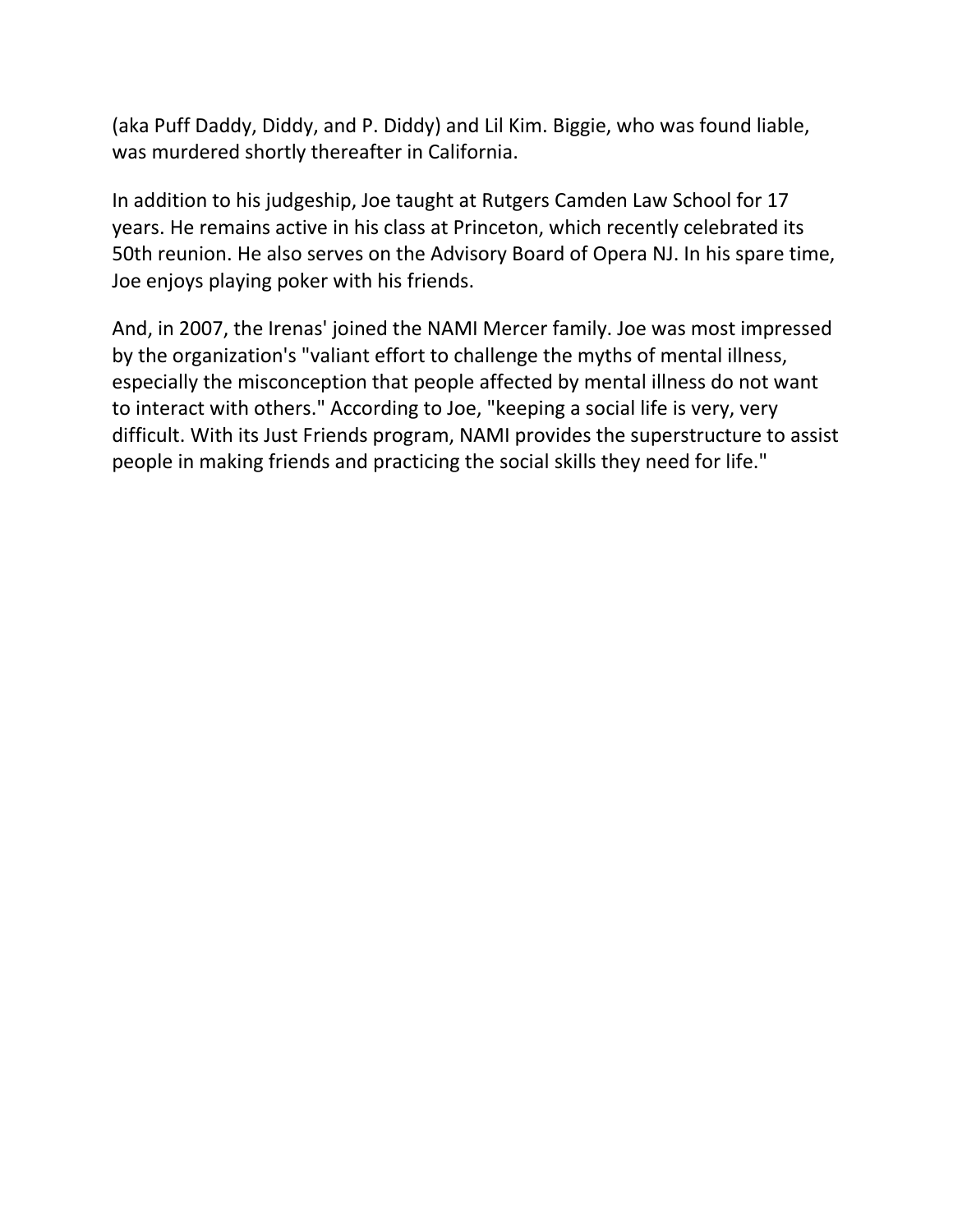(aka Puff Daddy, Diddy, and P. Diddy) and Lil Kim. Biggie, who was found liable, was murdered shortly thereafter in California.

In addition to his judgeship, Joe taught at Rutgers Camden Law School for 17 years. He remains active in his class at Princeton, which recently celebrated its 50th reunion. He also serves on the Advisory Board of Opera NJ. In his spare time, Joe enjoys playing poker with his friends.

And, in 2007, the Irenas' joined the NAMI Mercer family. Joe was most impressed by the organization's "valiant effort to challenge the myths of mental illness, especially the misconception that people affected by mental illness do not want to interact with others." According to Joe, "keeping a social life is very, very difficult. With its Just Friends program, NAMI provides the superstructure to assist people in making friends and practicing the social skills they need for life."